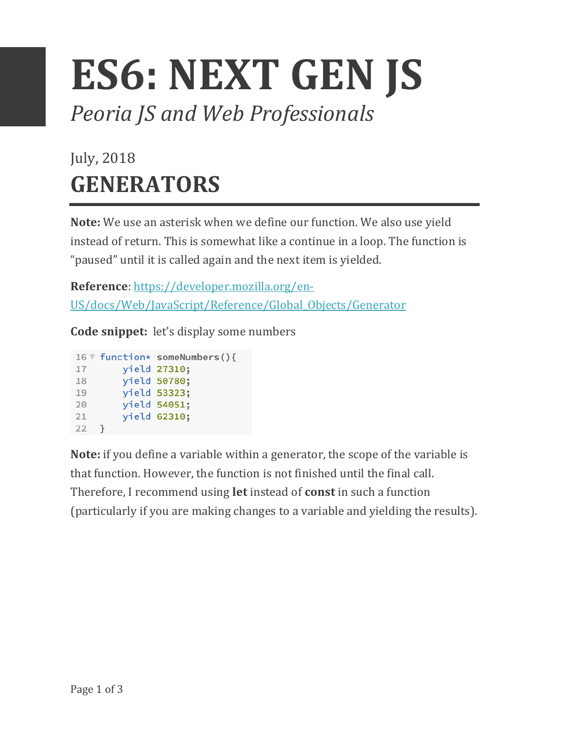# ES6: NEXT GEN JS

*Peoria JS and Web Professionals*

July, 2018

## GENERATORS

**Note:** We use an asterisk when we define our function. We also use yield instead of return. This is somewhat like a continue in a loop. The function is "paused" until it is called again and the next item is yielded.

**Reference**: [https://developer.mozilla.org/en-US/docs/Web/JavaScript/Reference/Global_Objects/Generator](https://developer.mozilla.org/en-US/docs/Web/JavaScript/Reference/Global_Objects/Generator)

**Code snippet:** let's display some numbers

```
16 function* someNumbers(){
17     yield 27310;
18     yield 50780;
19     yield 53323;
20     yield 54051;
21     yield 62310;
22 }
```

**Note:** if you define a variable within a generator, the scope of the variable is that function. However, the function is not finished until the final call. Therefore, I recommend using **let** instead of **const** in such a function (particularly if you are making changes to a variable and yielding the results).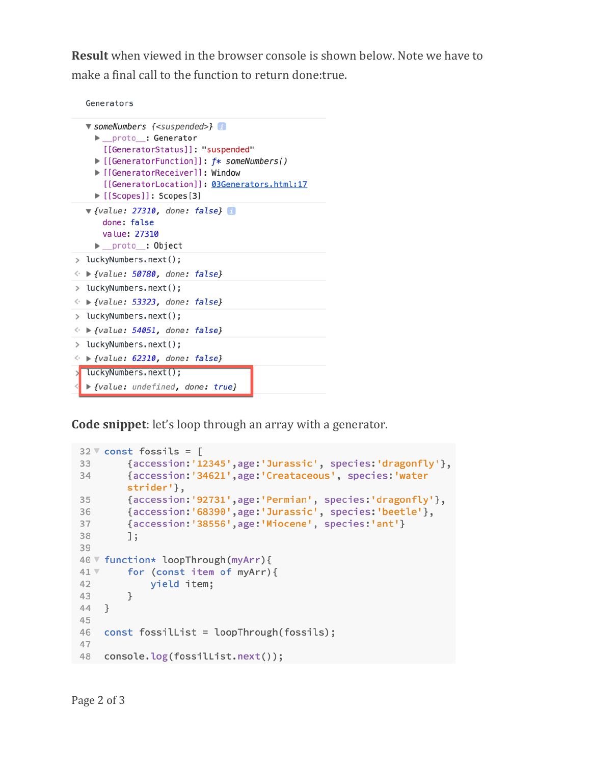**Result** when viewed in the browser console is shown below. Note we have to make a final call to the function to return done:true.

```
Generators

▼ someNumbers {<suspended>}
  ► __proto__: Generator
    [[GeneratorStatus]]: "suspended"
  ► [[GeneratorFunction]]: f* someNumbers()
  ► [[GeneratorReceiver]]: Window
    [[GeneratorLocation]]: 03Generators.html:17
  ► [[Scopes]]: Scopes[3]
▼ {value: 27310, done: false}
    done: false
    value: 27310
  ► __proto__: Object
> luckyNumbers.next();
< ► {value: 50780, done: false}
> luckyNumbers.next();
< ► {value: 53323, done: false}
> luckyNumbers.next();
< ► {value: 54051, done: false}
> luckyNumbers.next();
< ► {value: 62310, done: false}
> luckyNumbers.next();
< ► {value: undefined, done: true}
```

**Code snippet**: let's loop through an array with a generator.

```
32 const fossils = [
33     {accession:'12345',age:'Jurassic', species:'dragonfly'},
34     {accession:'34621',age:'Createaceous', species:'water strider'},
35     {accession:'92731',age:'Permian', species:'dragonfly'},
36     {accession:'68390',age:'Jurassic', species:'beetle'},
37     {accession:'38556',age:'Miocene', species:'ant'}
38     ];
39
40 function* loopThrough(myArr){
41     for (const item of myArr){
42         yield item;
43     }
44 }
45
46 const fossilList = loopThrough(fossils);
47
48 console.log(fossilList.next());
```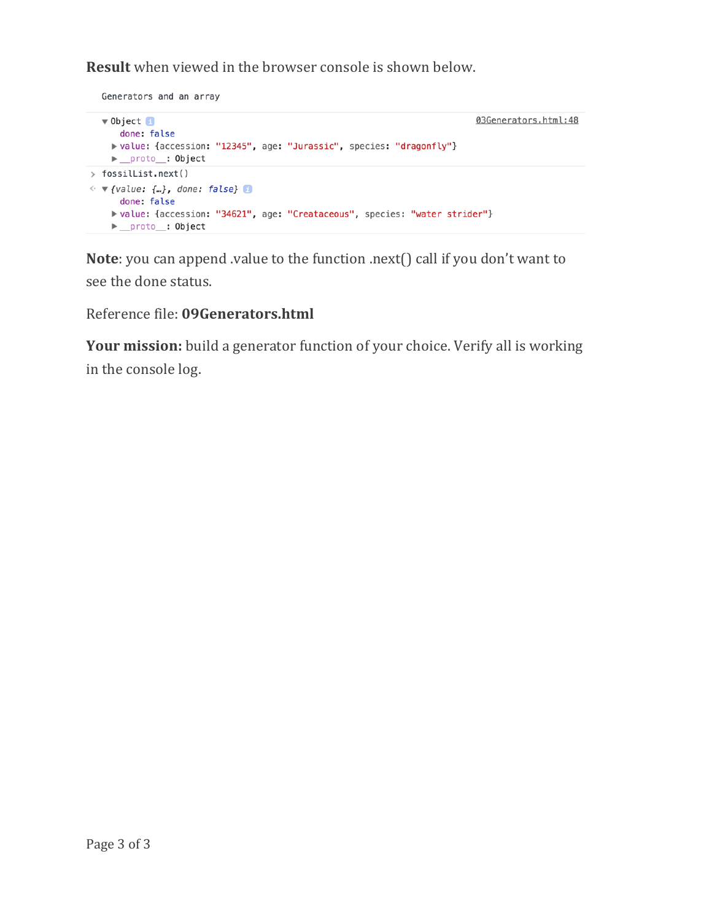**Result** when viewed in the browser console is shown below.

```
Generators and an array

▼ Object                                                              03Generators.html:48
    done: false
  ▶ value: {accession: "12345", age: "Jurassic", species: "dragonfly"}
  ▶ __proto__: Object
> fossilList.next()
<· ▼ {value: {…}, done: false}
    done: false
  ▶ value: {accession: "34621", age: "Createaceous", species: "water strider"}
  ▶ __proto__: Object
```

**Note**: you can append .value to the function .next() call if you don't want to see the done status.

Reference file: **09Generators.html**

**Your mission:** build a generator function of your choice. Verify all is working in the console log.